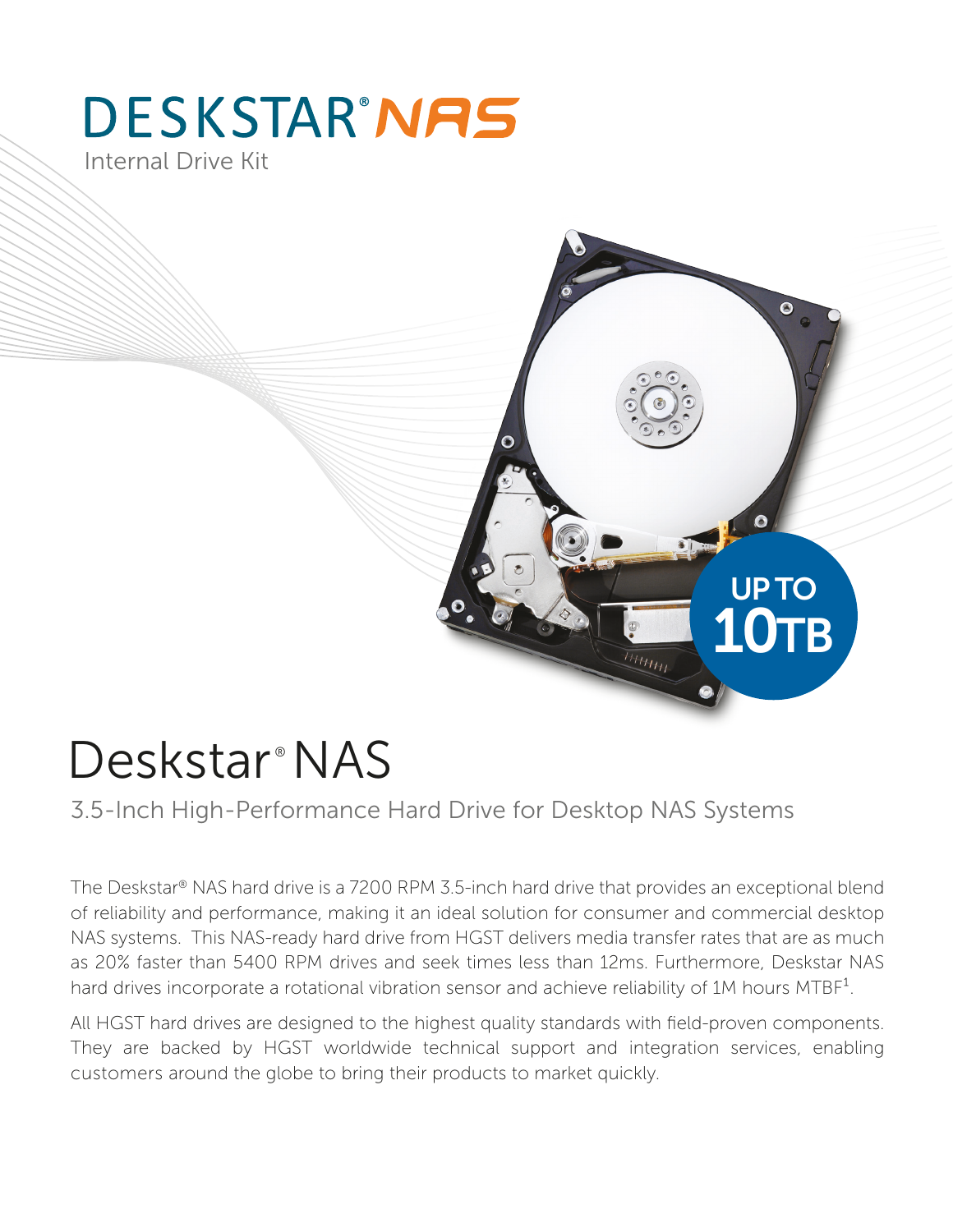# DESKSTAR® NAS

Internal Drive Kit

UP TO 10TB

# Deskstar® NAS

## 3.5-Inch High-Performance Hard Drive for Desktop NAS Systems

The Deskstar® NAS hard drive is a 7200 RPM 3.5-inch hard drive that provides an exceptional blend of reliability and performance, making it an ideal solution for consumer and commercial desktop NAS systems. This NAS-ready hard drive from HGST delivers media transfer rates that are as much as 20% faster than 5400 RPM drives and seek times less than 12ms. Furthermore, Deskstar NAS hard drives incorporate a rotational vibration sensor and achieve reliability of 1M hours MTBF[1].

All HGST hard drives are designed to the highest quality standards with field-proven components. They are backed by HGST worldwide technical support and integration services, enabling customers around the globe to bring their products to market quickly.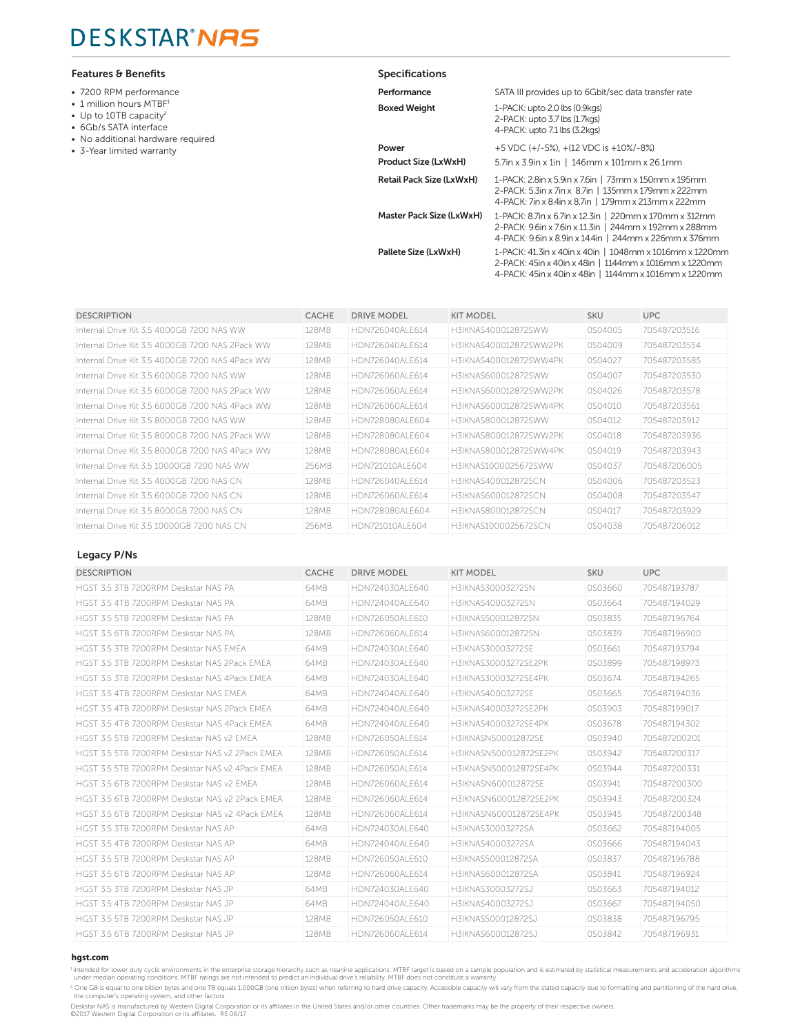# DESKSTAR® NAS

## Features & Benefits

- 7200 RPM performance
- 1 million hours MTBF[1]
- Up to 10TB capacity[2]
- 6Gb/s SATA interface
- No additional hardware required
- 3-Year limited warranty

## Specifications

| | |
|---|---|
| **Performance** | SATA III provides up to 6Gbit/sec data transfer rate |
| **Boxed Weight** | 1-PACK: upto 2.0 lbs (0.9kgs)<br>2-PACK: upto 3.7 lbs (1.7kgs)<br>4-PACK: upto 7.1 lbs (3.2kgs) |
| **Power** | +5 VDC (+/-5%), +(12 VDC is +10%/-8%) |
| **Product Size (LxWxH)** | 5.7in x 3.9in x 1in \| 146mm x 101mm x 26.1mm |
| **Retail Pack Size (LxWxH)** | 1-PACK: 2.8in x 5.9in x 7.6in \| 73mm x 150mm x 195mm<br>2-PACK: 5.3in x 7in x 8.7in \| 135mm x 179mm x 222mm<br>4-PACK: 7in x 8.4in x 8.7in \| 179mm x 213mm x 222mm |
| **Master Pack Size (LxWxH)** | 1-PACK: 8.7in x 6.7in x 12.3in \| 220mm x 170mm x 312mm<br>2-PACK: 9.6in x 7.6in x 11.3in \| 244mm x 192mm x 288mm<br>4-PACK: 9.6in x 8.9in x 14.4in \| 244mm x 226mm x 376mm |
| **Pallete Size (LxWxH)** | 1-PACK: 41.3in x 40in x 40in \| 1048mm x 1016mm x 1220mm<br>2-PACK: 45in x 40in x 48in \| 1144mm x 1016mm x 1220mm<br>4-PACK: 45in x 40in x 48in \| 1144mm x 1016mm x 1220mm |

| DESCRIPTION | CACHE | DRIVE MODEL | KIT MODEL | SKU | UPC |
|---|---|---|---|---|---|
| Internal Drive Kit 3.5 4000GB 7200 NAS WW | 128MB | HDN726040ALE614 | H3IKNAS400012872SWW | 0S04005 | 705487203516 |
| Internal Drive Kit 3.5 4000GB 7200 NAS 2Pack WW | 128MB | HDN726040ALE614 | H3IKNAS400012872SWW2PK | 0S04009 | 705487203554 |
| Internal Drive Kit 3.5 4000GB 7200 NAS 4Pack WW | 128MB | HDN726040ALE614 | H3IKNAS400012872SWW4PK | 0S04027 | 705487203585 |
| Internal Drive Kit 3.5 6000GB 7200 NAS WW | 128MB | HDN726060ALE614 | H3IKNAS600012872SWW | 0S04007 | 705487203530 |
| Internal Drive Kit 3.5 6000GB 7200 NAS 2Pack WW | 128MB | HDN726060ALE614 | H3IKNAS600012872SWW2PK | 0S04026 | 705487203578 |
| Internal Drive Kit 3.5 6000GB 7200 NAS 4Pack WW | 128MB | HDN726060ALE614 | H3IKNAS600012872SWW4PK | 0S04010 | 705487203561 |
| Internal Drive Kit 3.5 8000GB 7200 NAS WW | 128MB | HDN728080ALE604 | H3IKNAS800012872SWW | 0S04012 | 705487203912 |
| Internal Drive Kit 3.5 8000GB 7200 NAS 2Pack WW | 128MB | HDN728080ALE604 | H3IKNAS800012872SWW2PK | 0S04018 | 705487203936 |
| Internal Drive Kit 3.5 8000GB 7200 NAS 4Pack WW | 128MB | HDN728080ALE604 | H3IKNAS800012872SWW4PK | 0S04019 | 705487203943 |
| Internal Drive Kit 3.5 10000GB 7200 NAS WW | 256MB | HDN721010ALE604 | H3IKNAS1000025672SWW | 0S04037 | 705487206005 |
| Internal Drive Kit 3.5 4000GB 7200 NAS CN | 128MB | HDN726040ALE614 | H3IKNAS400012872SCN | 0S04006 | 705487203523 |
| Internal Drive Kit 3.5 6000GB 7200 NAS CN | 128MB | HDN726060ALE614 | H3IKNAS600012872SCN | 0S04008 | 705487203547 |
| Internal Drive Kit 3.5 8000GB 7200 NAS CN | 128MB | HDN728080ALE604 | H3IKNAS800012872SCN | 0S04017 | 705487203929 |
| Internal Drive Kit 3.5 10000GB 7200 NAS CN | 256MB | HDN721010ALE604 | H3IKNAS1000025672SCN | 0S04038 | 705487206012 |

### Legacy P/Ns

| DESCRIPTION | CACHE | DRIVE MODEL | KIT MODEL | SKU | UPC |
|---|---|---|---|---|---|
| HGST 3.5 3TB 7200RPM Deskstar NAS PA | 64MB | HDN724030ALE640 | H3IKNAS30003272SN | 0S03660 | 705487193787 |
| HGST 3.5 4TB 7200RPM Deskstar NAS PA | 64MB | HDN724040ALE640 | H3IKNAS40003272SN | 0S03664 | 705487194029 |
| HGST 3.5 5TB 7200RPM Deskstar NAS PA | 128MB | HDN726050ALE610 | H3IKNAS500012872SN | 0S03835 | 705487196764 |
| HGST 3.5 6TB 7200RPM Deskstar NAS PA | 128MB | HDN726060ALE614 | H3IKNAS600012872SN | 0S03839 | 705487196900 |
| HGST 3.5 3TB 7200RPM Deskstar NAS EMEA | 64MB | HDN724030ALE640 | H3IKNAS30003272SE | 0S03661 | 705487193794 |
| HGST 3.5 3TB 7200RPM Deskstar NAS 2Pack EMEA | 64MB | HDN724030ALE640 | H3IKNAS30003272SE2PK | 0S03899 | 705487198973 |
| HGST 3.5 3TB 7200RPM Deskstar NAS 4Pack EMEA | 64MB | HDN724030ALE640 | H3IKNAS30003272SE4PK | 0S03674 | 705487194265 |
| HGST 3.5 4TB 7200RPM Deskstar NAS EMEA | 64MB | HDN724040ALE640 | H3IKNAS40003272SE | 0S03665 | 705487194036 |
| HGST 3.5 4TB 7200RPM Deskstar NAS 2Pack EMEA | 64MB | HDN724040ALE640 | H3IKNAS40003272SE2PK | 0S03903 | 705487199017 |
| HGST 3.5 4TB 7200RPM Deskstar NAS 4Pack EMEA | 64MB | HDN724040ALE640 | H3IKNAS40003272SE4PK | 0S03678 | 705487194302 |
| HGST 3.5 5TB 7200RPM Deskstar NAS v2 EMEA | 128MB | HDN726050ALE614 | H3IKNASN500012872SE | 0S03940 | 705487200201 |
| HGST 3.5 5TB 7200RPM Deskstar NAS v2 2Pack EMEA | 128MB | HDN726050ALE614 | H3IKNASN500012872SE2PK | 0S03942 | 705487200317 |
| HGST 3.5 5TB 7200RPM Deskstar NAS v2 4Pack EMEA | 128MB | HDN726050ALE614 | H3IKNASN500012872SE4PK | 0S03944 | 705487200331 |
| HGST 3.5 6TB 7200RPM Deskstar NAS v2 EMEA | 128MB | HDN726060ALE614 | H3IKNASN600012872SE | 0S03941 | 705487200300 |
| HGST 3.5 6TB 7200RPM Deskstar NAS v2 2Pack EMEA | 128MB | HDN726060ALE614 | H3IKNASN600012872SE2PK | 0S03943 | 705487200324 |
| HGST 3.5 6TB 7200RPM Deskstar NAS v2 4Pack EMEA | 128MB | HDN726060ALE614 | H3IKNASN600012872SE4PK | 0S03945 | 705487200348 |
| HGST 3.5 3TB 7200RPM Deskstar NAS AP | 64MB | HDN724030ALE640 | H3IKNAS30003272SA | 0S03662 | 705487194005 |
| HGST 3.5 4TB 7200RPM Deskstar NAS AP | 64MB | HDN724040ALE640 | H3IKNAS40003272SA | 0S03666 | 705487194043 |
| HGST 3.5 5TB 7200RPM Deskstar NAS AP | 128MB | HDN726050ALE610 | H3IKNAS500012872SA | 0S03837 | 705487196788 |
| HGST 3.5 6TB 7200RPM Deskstar NAS AP | 128MB | HDN726060ALE614 | H3IKNAS600012872SA | 0S03841 | 705487196924 |
| HGST 3.5 3TB 7200RPM Deskstar NAS JP | 64MB | HDN724030ALE640 | H3IKNAS30003272SJ | 0S03663 | 705487194012 |
| HGST 3.5 4TB 7200RPM Deskstar NAS JP | 64MB | HDN724040ALE640 | H3IKNAS40003272SJ | 0S03667 | 705487194050 |
| HGST 3.5 5TB 7200RPM Deskstar NAS JP | 128MB | HDN726050ALE610 | H3IKNAS500012872SJ | 0S03838 | 705487196795 |
| HGST 3.5 6TB 7200RPM Deskstar NAS JP | 128MB | HDN726060ALE614 | H3IKNAS600012872SJ | 0S03842 | 705487196931 |

**hgst.com**

[1] Intended for lower duty cycle environments in the enterprise storage hierarchy such as nearline applications. MTBF target is based on a sample population and is estimated by statistical measurements and acceleration algorithms under median operating conditions. MTBF ratings are not intended to predict an individual drive's reliability. MTBF does not constitute a warranty

[2] One GB is equal to one billion bytes and one TB equals 1,000GB (one trillion bytes) when referring to hard drive capacity. Accessible capacity will vary from the stated capacity due to formatting and partitioning of the hard drive, the computer's operating system, and other factors.

Deskstar NAS is manufactured by Western Digital Corporation or its affiliates in the United States and/or other countries. Other trademarks may be the property of their respective owners.
©2017 Western Digital Corporation or its affiliates. R5 06/17